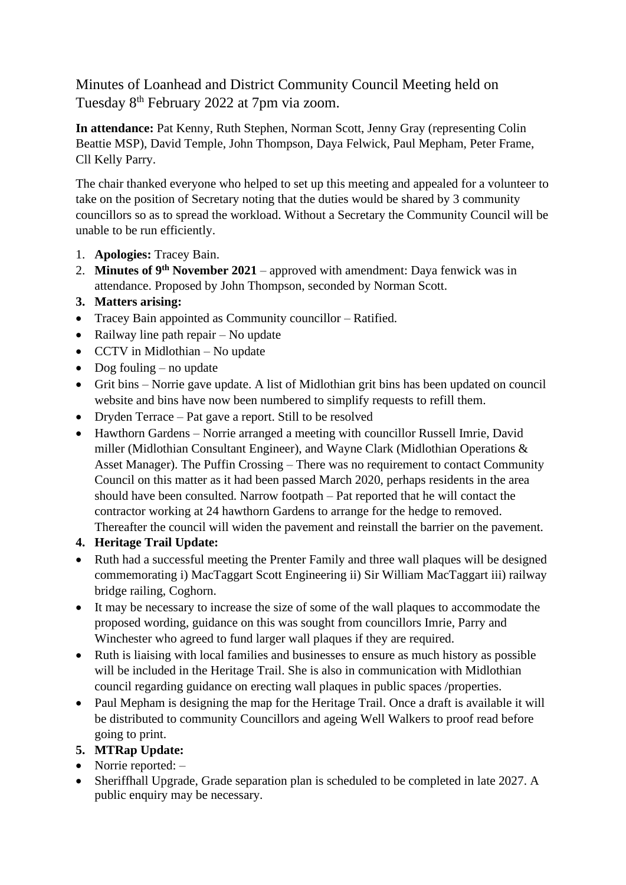Minutes of Loanhead and District Community Council Meeting held on Tuesday 8th February 2022 at 7pm via zoom.

**In attendance:** Pat Kenny, Ruth Stephen, Norman Scott, Jenny Gray (representing Colin Beattie MSP), David Temple, John Thompson, Daya Felwick, Paul Mepham, Peter Frame, Cll Kelly Parry.

The chair thanked everyone who helped to set up this meeting and appealed for a volunteer to take on the position of Secretary noting that the duties would be shared by 3 community councillors so as to spread the workload. Without a Secretary the Community Council will be unable to be run efficiently.

1. **Apologies:** Tracey Bain.
2. **Minutes of 9th November 2021** – approved with amendment: Daya fenwick was in attendance. Proposed by John Thompson, seconded by Norman Scott.
3. **Matters arising:**

- Tracey Bain appointed as Community councillor – Ratified.
- Railway line path repair – No update
- CCTV in Midlothian – No update
- Dog fouling – no update
- Grit bins – Norrie gave update. A list of Midlothian grit bins has been updated on council website and bins have now been numbered to simplify requests to refill them.
- Dryden Terrace – Pat gave a report. Still to be resolved
- Hawthorn Gardens – Norrie arranged a meeting with councillor Russell Imrie, David miller (Midlothian Consultant Engineer), and Wayne Clark (Midlothian Operations & Asset Manager). The Puffin Crossing – There was no requirement to contact Community Council on this matter as it had been passed March 2020, perhaps residents in the area should have been consulted. Narrow footpath – Pat reported that he will contact the contractor working at 24 hawthorn Gardens to arrange for the hedge to removed. Thereafter the council will widen the pavement and reinstall the barrier on the pavement.

4. **Heritage Trail Update:**

- Ruth had a successful meeting the Prenter Family and three wall plaques will be designed commemorating i) MacTaggart Scott Engineering ii) Sir William MacTaggart iii) railway bridge railing, Coghorn.
- It may be necessary to increase the size of some of the wall plaques to accommodate the proposed wording, guidance on this was sought from councillors Imrie, Parry and Winchester who agreed to fund larger wall plaques if they are required.
- Ruth is liaising with local families and businesses to ensure as much history as possible will be included in the Heritage Trail. She is also in communication with Midlothian council regarding guidance on erecting wall plaques in public spaces /properties.
- Paul Mepham is designing the map for the Heritage Trail. Once a draft is available it will be distributed to community Councillors and ageing Well Walkers to proof read before going to print.

5. **MTRap Update:**

- Norrie reported: –
- Sheriffhall Upgrade, Grade separation plan is scheduled to be completed in late 2027. A public enquiry may be necessary.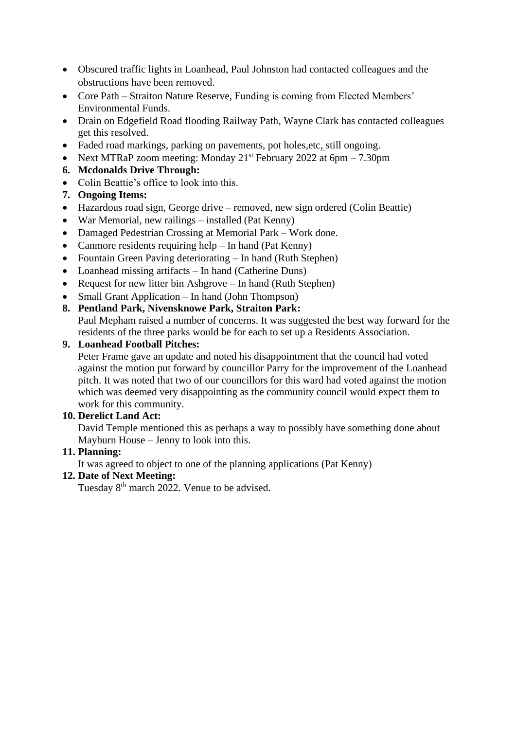- Obscured traffic lights in Loanhead, Paul Johnston had contacted colleagues and the obstructions have been removed.
- Core Path – Straiton Nature Reserve, Funding is coming from Elected Members' Environmental Funds.
- Drain on Edgefield Road flooding Railway Path, Wayne Clark has contacted colleagues get this resolved.
- Faded road markings, parking on pavements, pot holes,etc, still ongoing.
- Next MTRaP zoom meeting: Monday 21st February 2022 at 6pm – 7.30pm

**6. Mcdonalds Drive Through:**

- Colin Beattie's office to look into this.

**7. Ongoing Items:**

- Hazardous road sign, George drive – removed, new sign ordered (Colin Beattie)
- War Memorial, new railings – installed (Pat Kenny)
- Damaged Pedestrian Crossing at Memorial Park – Work done.
- Canmore residents requiring help – In hand (Pat Kenny)
- Fountain Green Paving deteriorating – In hand (Ruth Stephen)
- Loanhead missing artifacts – In hand (Catherine Duns)
- Request for new litter bin Ashgrove – In hand (Ruth Stephen)
- Small Grant Application – In hand (John Thompson)

**8. Pentland Park, Nivensknowe Park, Straiton Park:**

Paul Mepham raised a number of concerns. It was suggested the best way forward for the residents of the three parks would be for each to set up a Residents Association.

**9. Loanhead Football Pitches:**

Peter Frame gave an update and noted his disappointment that the council had voted against the motion put forward by councillor Parry for the improvement of the Loanhead pitch. It was noted that two of our councillors for this ward had voted against the motion which was deemed very disappointing as the community council would expect them to work for this community.

**10. Derelict Land Act:**

David Temple mentioned this as perhaps a way to possibly have something done about Mayburn House – Jenny to look into this.

**11. Planning:**

It was agreed to object to one of the planning applications (Pat Kenny)

**12. Date of Next Meeting:**

Tuesday 8th march 2022. Venue to be advised.